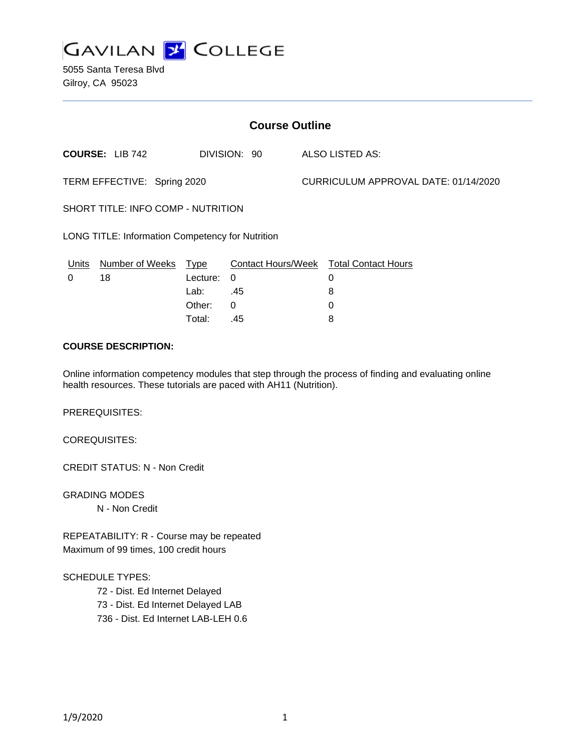# GAVILAN COLLEGE

5055 Santa Teresa Blvd
Gilroy, CA 95023

## Course Outline

**COURSE:** LIB 742 DIVISION: 90 ALSO LISTED AS:

TERM EFFECTIVE: Spring 2020 CURRICULUM APPROVAL DATE: 01/14/2020

SHORT TITLE: INFO COMP - NUTRITION

LONG TITLE: Information Competency for Nutrition

| Units | Number of Weeks | Type | Contact Hours/Week | Total Contact Hours |
|---|---|---|---|---|
| 0 | 18 | Lecture: | 0 | 0 |
| | | Lab: | .45 | 8 |
| | | Other: | 0 | 0 |
| | | Total: | .45 | 8 |

**COURSE DESCRIPTION:**

Online information competency modules that step through the process of finding and evaluating online health resources. These tutorials are paced with AH11 (Nutrition).

PREREQUISITES:

COREQUISITES:

CREDIT STATUS: N - Non Credit

GRADING MODES

N - Non Credit

REPEATABILITY: R - Course may be repeated
Maximum of 99 times, 100 credit hours

SCHEDULE TYPES:

72 - Dist. Ed Internet Delayed
73 - Dist. Ed Internet Delayed LAB
736 - Dist. Ed Internet LAB-LEH 0.6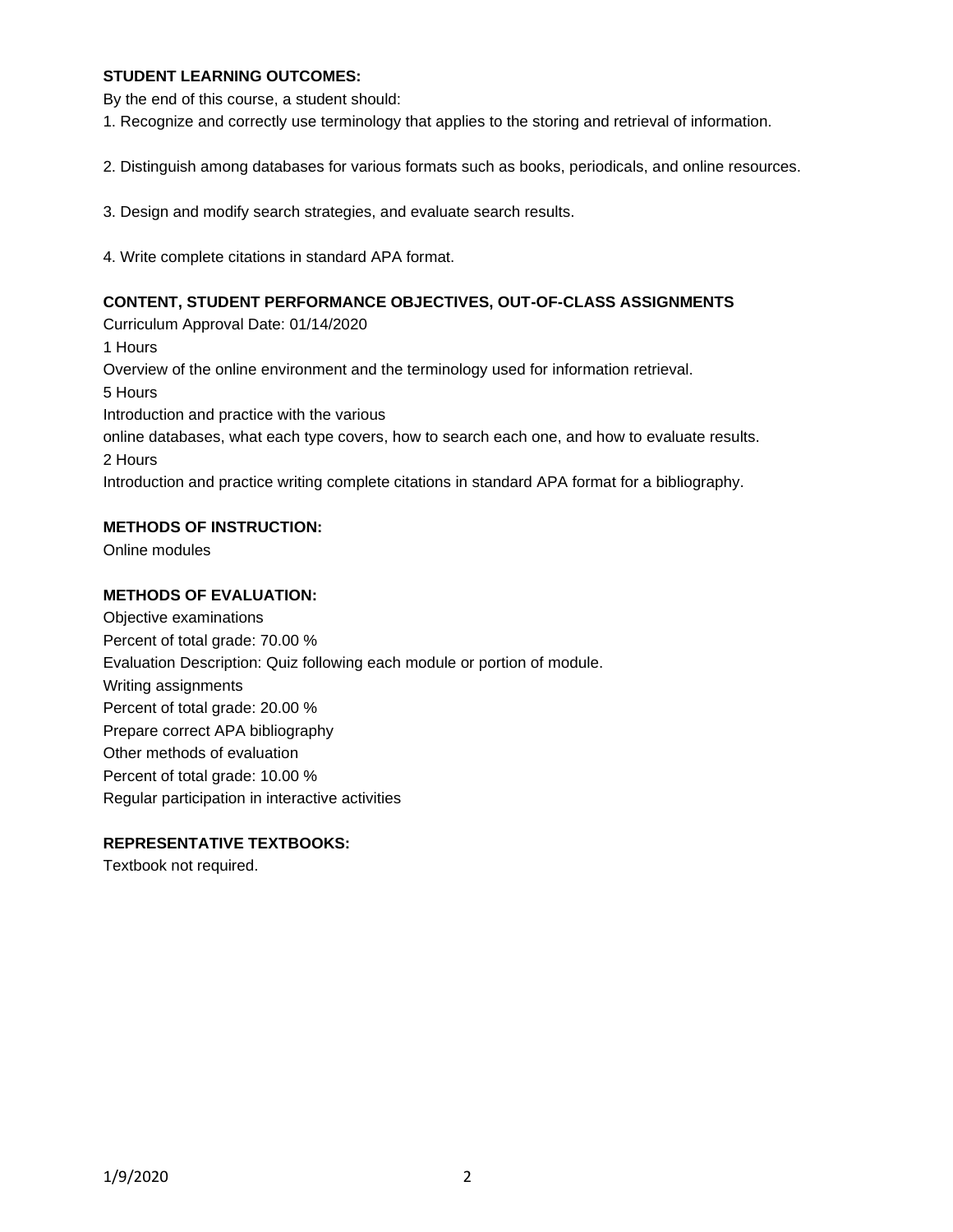## STUDENT LEARNING OUTCOMES:

By the end of this course, a student should:

1. Recognize and correctly use terminology that applies to the storing and retrieval of information.

2. Distinguish among databases for various formats such as books, periodicals, and online resources.

3. Design and modify search strategies, and evaluate search results.

4. Write complete citations in standard APA format.

## CONTENT, STUDENT PERFORMANCE OBJECTIVES, OUT-OF-CLASS ASSIGNMENTS

Curriculum Approval Date: 01/14/2020

1 Hours

Overview of the online environment and the terminology used for information retrieval.

5 Hours

Introduction and practice with the various
online databases, what each type covers, how to search each one, and how to evaluate results.

2 Hours

Introduction and practice writing complete citations in standard APA format for a bibliography.

## METHODS OF INSTRUCTION:

Online modules

## METHODS OF EVALUATION:

Objective examinations
Percent of total grade: 70.00 %
Evaluation Description: Quiz following each module or portion of module.

Writing assignments
Percent of total grade: 20.00 %
Prepare correct APA bibliography

Other methods of evaluation
Percent of total grade: 10.00 %
Regular participation in interactive activities

## REPRESENTATIVE TEXTBOOKS:

Textbook not required.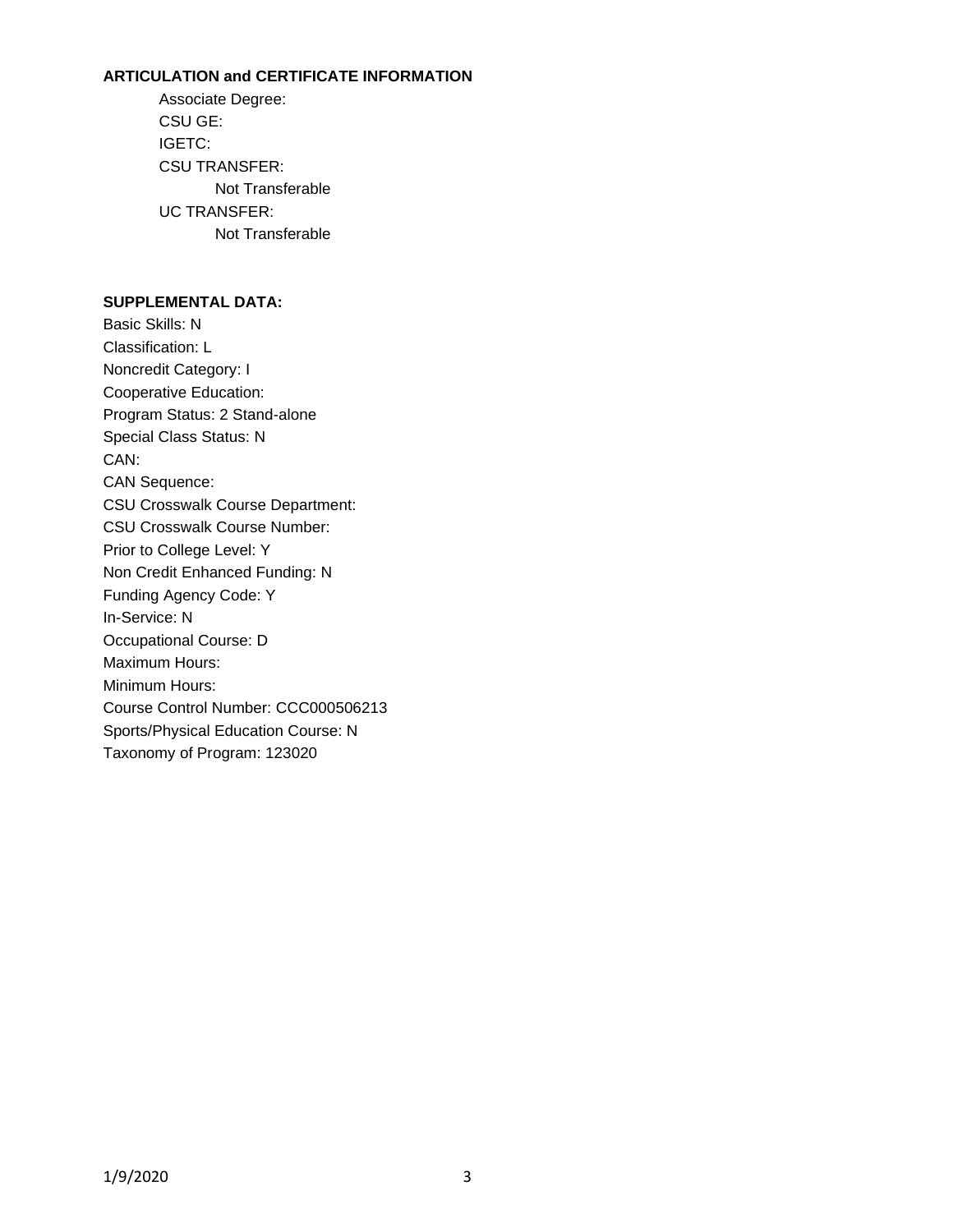**ARTICULATION and CERTIFICATE INFORMATION**

Associate Degree:
CSU GE:
IGETC:
CSU TRANSFER:
Not Transferable
UC TRANSFER:
Not Transferable

**SUPPLEMENTAL DATA:**

Basic Skills: N
Classification: L
Noncredit Category: I
Cooperative Education:
Program Status: 2 Stand-alone
Special Class Status: N
CAN:
CAN Sequence:
CSU Crosswalk Course Department:
CSU Crosswalk Course Number:
Prior to College Level: Y
Non Credit Enhanced Funding: N
Funding Agency Code: Y
In-Service: N
Occupational Course: D
Maximum Hours:
Minimum Hours:
Course Control Number: CCC000506213
Sports/Physical Education Course: N
Taxonomy of Program: 123020